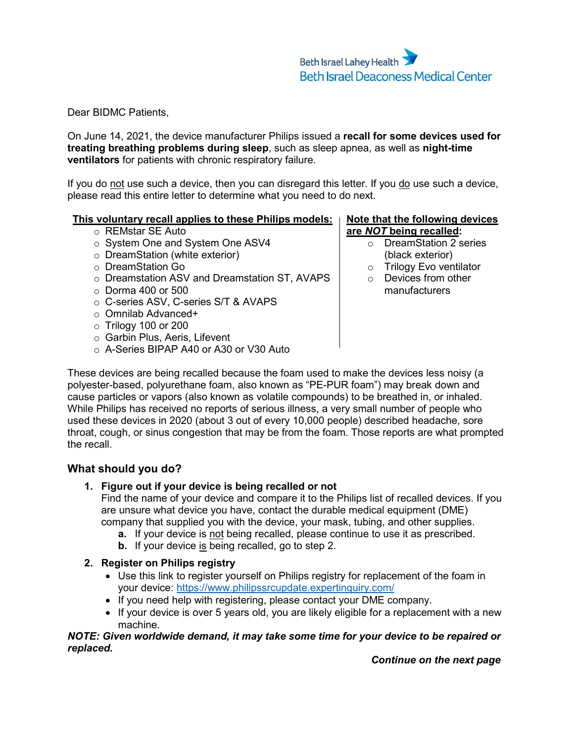Beth Israel Lahey Health
Beth Israel Deaconess Medical Center

Dear BIDMC Patients,

On June 14, 2021, the device manufacturer Philips issued a **recall for some devices used for treating breathing problems during sleep**, such as sleep apnea, as well as **night-time ventilators** for patients with chronic respiratory failure.

If you do not use such a device, then you can disregard this letter. If you do use such a device, please read this entire letter to determine what you need to do next.

**This voluntary recall applies to these Philips models:**

- REMstar SE Auto
- System One and System One ASV4
- DreamStation (white exterior)
- DreamStation Go
- Dreamstation ASV and Dreamstation ST, AVAPS
- Dorma 400 or 500
- C-series ASV, C-series S/T & AVAPS
- Omnilab Advanced+
- Trilogy 100 or 200
- Garbin Plus, Aeris, Lifevent
- A-Series BIPAP A40 or A30 or V30 Auto

**Note that the following devices are *NOT* being recalled:**

- DreamStation 2 series (black exterior)
- Trilogy Evo ventilator
- Devices from other manufacturers

These devices are being recalled because the foam used to make the devices less noisy (a polyester-based, polyurethane foam, also known as "PE-PUR foam") may break down and cause particles or vapors (also known as volatile compounds) to be breathed in, or inhaled. While Philips has received no reports of serious illness, a very small number of people who used these devices in 2020 (about 3 out of every 10,000 people) described headache, sore throat, cough, or sinus congestion that may be from the foam. Those reports are what prompted the recall.

## What should you do?

1. **Figure out if your device is being recalled or not**
   Find the name of your device and compare it to the Philips list of recalled devices. If you are unsure what device you have, contact the durable medical equipment (DME) company that supplied you with the device, your mask, tubing, and other supplies.
   a. If your device is not being recalled, please continue to use it as prescribed.
   b. If your device is being recalled, go to step 2.
2. **Register on Philips registry**
   - Use this link to register yourself on Philips registry for replacement of the foam in your device: https://www.philipssrcupdate.expertinquiry.com/
   - If you need help with registering, please contact your DME company.
   - If your device is over 5 years old, you are likely eligible for a replacement with a new machine.

***NOTE: Given worldwide demand, it may take some time for your device to be repaired or replaced.***

***Continue on the next page***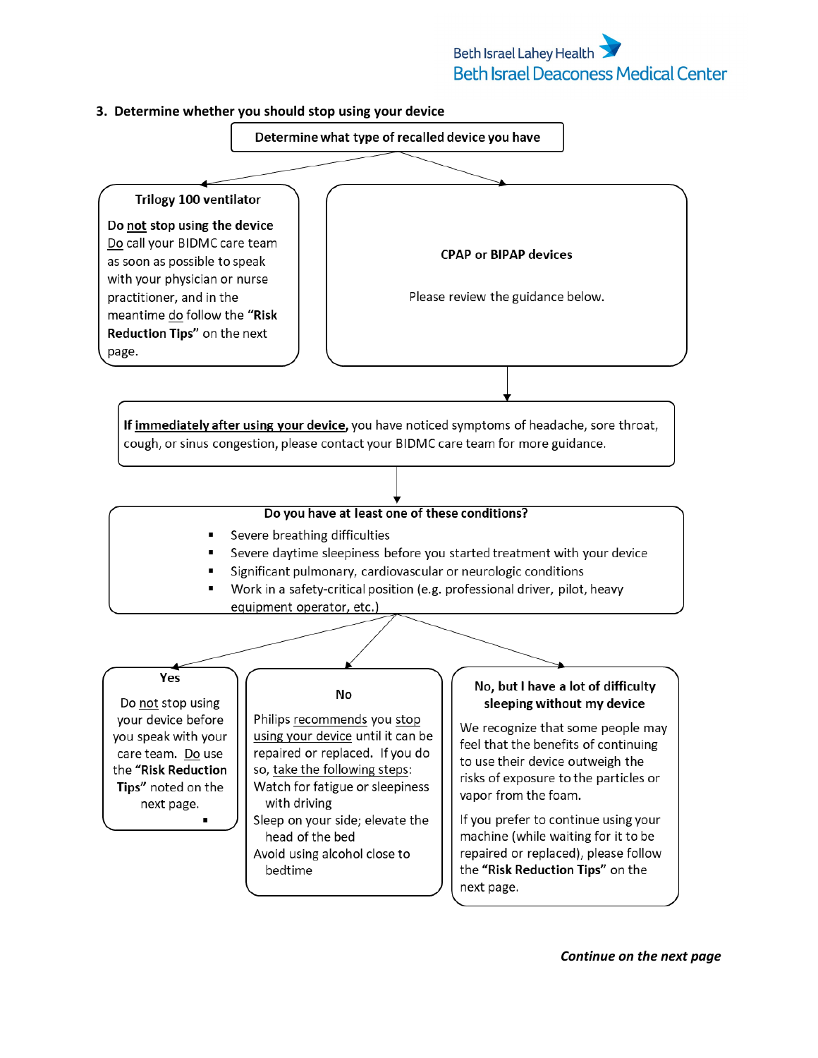### 3. Determine whether you should stop using your device

**Determine what type of recalled device you have**

**Trilogy 100 ventilator**

**Do not stop using the device**
Do call your BIDMC care team as soon as possible to speak with your physician or nurse practitioner, and in the meantime do follow the **"Risk Reduction Tips"** on the next page.

**CPAP or BIPAP devices**

Please review the guidance below.

**If immediately after using your device,** you have noticed symptoms of headache, sore throat, cough, or sinus congestion, please contact your BIDMC care team for more guidance.

**Do you have at least one of these conditions?**

- Severe breathing difficulties
- Severe daytime sleepiness before you started treatment with your device
- Significant pulmonary, cardiovascular or neurologic conditions
- Work in a safety-critical position (e.g. professional driver, pilot, heavy equipment operator, etc.)

**Yes**

Do not stop using your device before you speak with your care team. Do use the **"Risk Reduction Tips"** noted on the next page.

**No**

Philips recommends you stop using your device until it can be repaired or replaced. If you do so, take the following steps:

- Watch for fatigue or sleepiness with driving
- Sleep on your side; elevate the head of the bed
- Avoid using alcohol close to bedtime

**No, but I have a lot of difficulty sleeping without my device**

We recognize that some people may feel that the benefits of continuing to use their device outweigh the risks of exposure to the particles or vapor from the foam.

If you prefer to continue using your machine (while waiting for it to be repaired or replaced), please follow the **"Risk Reduction Tips"** on the next page.

***Continue on the next page***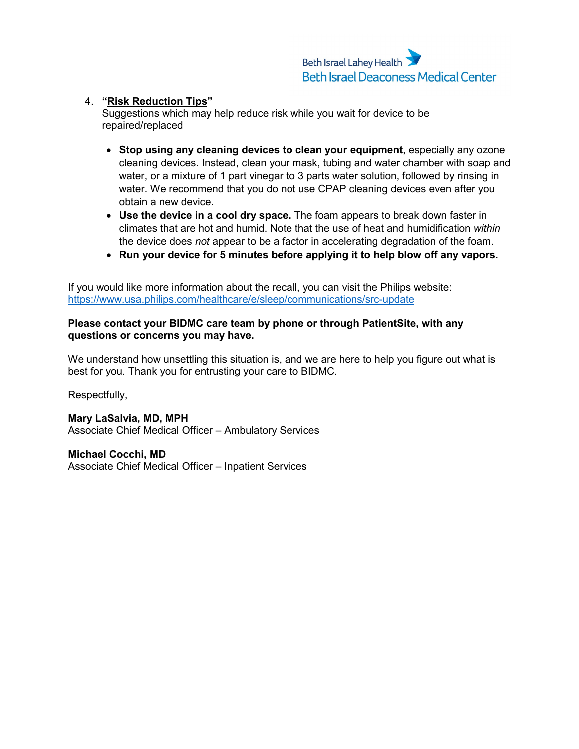4. **"<u>Risk Reduction Tips</u>"**
   Suggestions which may help reduce risk while you wait for device to be repaired/replaced

   - **Stop using any cleaning devices to clean your equipment**, especially any ozone cleaning devices. Instead, clean your mask, tubing and water chamber with soap and water, or a mixture of 1 part vinegar to 3 parts water solution, followed by rinsing in water. We recommend that you do not use CPAP cleaning devices even after you obtain a new device.
   - **Use the device in a cool dry space.** The foam appears to break down faster in climates that are hot and humid. Note that the use of heat and humidification *within* the device does *not* appear to be a factor in accelerating degradation of the foam.
   - **Run your device for 5 minutes before applying it to help blow off any vapors.**

If you would like more information about the recall, you can visit the Philips website: https://www.usa.philips.com/healthcare/e/sleep/communications/src-update

**Please contact your BIDMC care team by phone or through PatientSite, with any questions or concerns you may have.**

We understand how unsettling this situation is, and we are here to help you figure out what is best for you. Thank you for entrusting your care to BIDMC.

Respectfully,

**Mary LaSalvia, MD, MPH**
Associate Chief Medical Officer – Ambulatory Services

**Michael Cocchi, MD**
Associate Chief Medical Officer – Inpatient Services